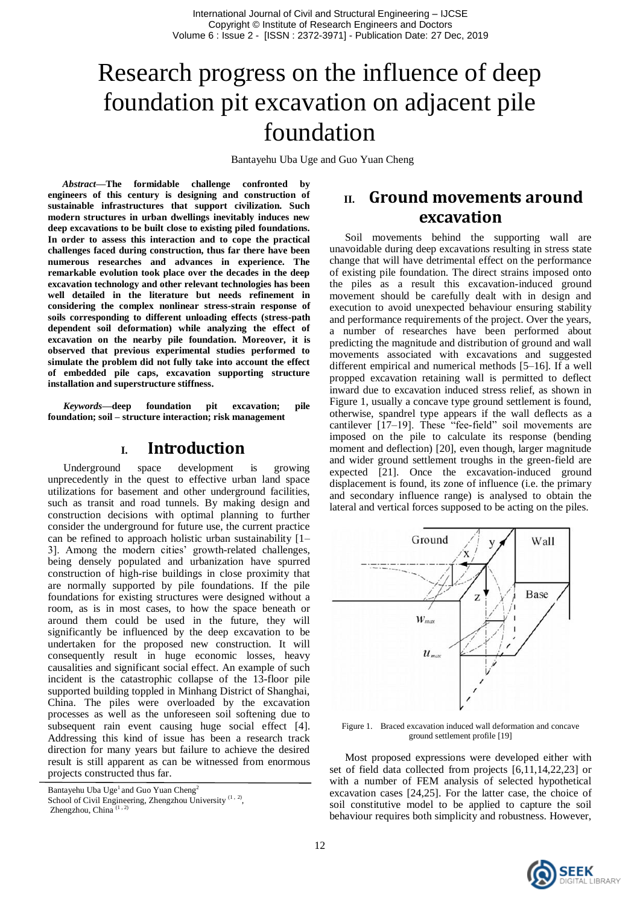# Research progress on the influence of deep foundation pit excavation on adjacent pile foundation

Bantayehu Uba Uge and Guo Yuan Cheng

***Abstract*—The formidable challenge confronted by engineers of this century is designing and construction of sustainable infrastructures that support civilization. Such modern structures in urban dwellings inevitably induces new deep excavations to be built close to existing piled foundations. In order to assess this interaction and to cope the practical challenges faced during construction, thus far there have been numerous researches and advances in experience. The remarkable evolution took place over the decades in the deep excavation technology and other relevant technologies has been well detailed in the literature but needs refinement in considering the complex nonlinear stress-strain response of soils corresponding to different unloading effects (stress-path dependent soil deformation) while analyzing the effect of excavation on the nearby pile foundation. Moreover, it is observed that previous experimental studies performed to simulate the problem did not fully take into account the effect of embedded pile caps, excavation supporting structure installation and superstructure stiffness.**

***Keywords*—deep foundation pit excavation; pile foundation; soil – structure interaction; risk management**

## I. Introduction

Underground space development is growing unprecedently in the quest to effective urban land space utilizations for basement and other underground facilities, such as transit and road tunnels. By making design and construction decisions with optimal planning to further consider the underground for future use, the current practice can be refined to approach holistic urban sustainability [1–3]. Among the modern cities' growth-related challenges, being densely populated and urbanization have spurred construction of high-rise buildings in close proximity that are normally supported by pile foundations. If the pile foundations for existing structures were designed without a room, as is in most cases, to how the space beneath or around them could be used in the future, they will significantly be influenced by the deep excavation to be undertaken for the proposed new construction. It will consequently result in huge economic losses, heavy causalities and significant social effect. An example of such incident is the catastrophic collapse of the 13-floor pile supported building toppled in Minhang District of Shanghai, China. The piles were overloaded by the excavation processes as well as the unforeseen soil softening due to subsequent rain event causing huge social effect [4]. Addressing this kind of issue has been a research track direction for many years but failure to achieve the desired result is still apparent as can be witnessed from enormous projects constructed thus far.

Bantayehu Uba Uge[1] and Guo Yuan Cheng[2]
School of Civil Engineering, Zhengzhou University [1, 2],
Zhengzhou, China [1, 2]

## II. Ground movements around excavation

Soil movements behind the supporting wall are unavoidable during deep excavations resulting in stress state change that will have detrimental effect on the performance of existing pile foundation. The direct strains imposed onto the piles as a result this excavation-induced ground movement should be carefully dealt with in design and execution to avoid unexpected behaviour ensuring stability and performance requirements of the project. Over the years, a number of researches have been performed about predicting the magnitude and distribution of ground and wall movements associated with excavations and suggested different empirical and numerical methods [5–16]. If a well propped excavation retaining wall is permitted to deflect inward due to excavation induced stress relief, as shown in Figure 1, usually a concave type ground settlement is found, otherwise, spandrel type appears if the wall deflects as a cantilever [17–19]. These "fee-field" soil movements are imposed on the pile to calculate its response (bending moment and deflection) [20], even though, larger magnitude and wider ground settlement troughs in the green-field are expected [21]. Once the excavation-induced ground displacement is found, its zone of influence (i.e. the primary and secondary influence range) is analysed to obtain the lateral and vertical forces supposed to be acting on the piles.

Figure 1. Braced excavation induced wall deformation and concave ground settlement profile [19]

Most proposed expressions were developed either with set of field data collected from projects [6,11,14,22,23] or with a number of FEM analysis of selected hypothetical excavation cases [24,25]. For the latter case, the choice of soil constitutive model to be applied to capture the soil behaviour requires both simplicity and robustness. However,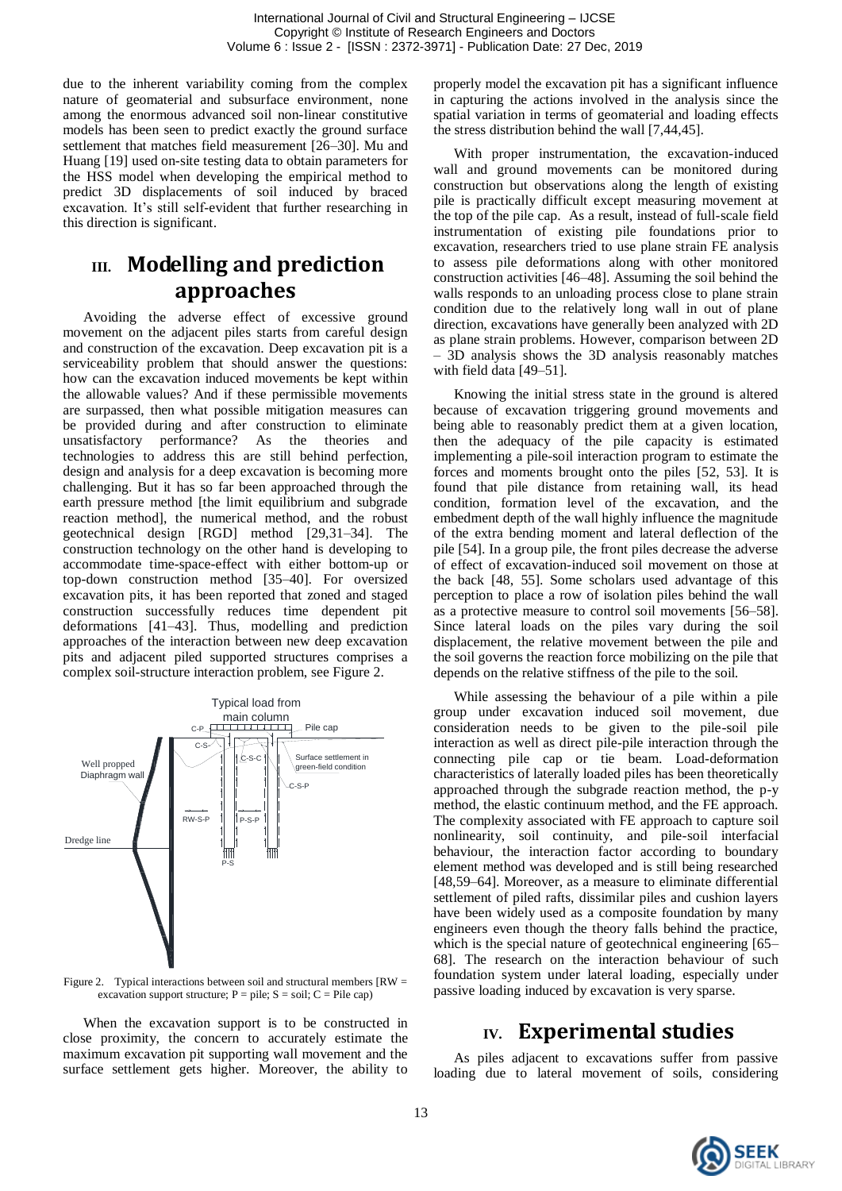due to the inherent variability coming from the complex nature of geomaterial and subsurface environment, none among the enormous advanced soil non-linear constitutive models has been seen to predict exactly the ground surface settlement that matches field measurement [26–30]. Mu and Huang [19] used on-site testing data to obtain parameters for the HSS model when developing the empirical method to predict 3D displacements of soil induced by braced excavation. It's still self-evident that further researching in this direction is significant.

## III. Modelling and prediction approaches

Avoiding the adverse effect of excessive ground movement on the adjacent piles starts from careful design and construction of the excavation. Deep excavation pit is a serviceability problem that should answer the questions: how can the excavation induced movements be kept within the allowable values? And if these permissible movements are surpassed, then what possible mitigation measures can be provided during and after construction to eliminate unsatisfactory performance? As the theories and technologies to address this are still behind perfection, design and analysis for a deep excavation is becoming more challenging. But it has so far been approached through the earth pressure method [the limit equilibrium and subgrade reaction method], the numerical method, and the robust geotechnical design [RGD] method [29,31–34]. The construction technology on the other hand is developing to accommodate time-space-effect with either bottom-up or top-down construction method [35–40]. For oversized excavation pits, it has been reported that zoned and staged construction successfully reduces time dependent pit deformations [41–43]. Thus, modelling and prediction approaches of the interaction between new deep excavation pits and adjacent piled supported structures comprises a complex soil-structure interaction problem, see Figure 2.

Figure 2. Typical interactions between soil and structural members [RW = excavation support structure; P = pile; S = soil; C = Pile cap)

When the excavation support is to be constructed in close proximity, the concern to accurately estimate the maximum excavation pit supporting wall movement and the surface settlement gets higher. Moreover, the ability to properly model the excavation pit has a significant influence in capturing the actions involved in the analysis since the spatial variation in terms of geomaterial and loading effects the stress distribution behind the wall [7,44,45].

With proper instrumentation, the excavation-induced wall and ground movements can be monitored during construction but observations along the length of existing pile is practically difficult except measuring movement at the top of the pile cap. As a result, instead of full-scale field instrumentation of existing pile foundations prior to excavation, researchers tried to use plane strain FE analysis to assess pile deformations along with other monitored construction activities [46–48]. Assuming the soil behind the walls responds to an unloading process close to plane strain condition due to the relatively long wall in out of plane direction, excavations have generally been analyzed with 2D as plane strain problems. However, comparison between 2D – 3D analysis shows the 3D analysis reasonably matches with field data [49–51].

Knowing the initial stress state in the ground is altered because of excavation triggering ground movements and being able to reasonably predict them at a given location, then the adequacy of the pile capacity is estimated implementing a pile-soil interaction program to estimate the forces and moments brought onto the piles [52, 53]. It is found that pile distance from retaining wall, its head condition, formation level of the excavation, and the embedment depth of the wall highly influence the magnitude of the extra bending moment and lateral deflection of the pile [54]. In a group pile, the front piles decrease the adverse of effect of excavation-induced soil movement on those at the back [48, 55]. Some scholars used advantage of this perception to place a row of isolation piles behind the wall as a protective measure to control soil movements [56–58]. Since lateral loads on the piles vary during the soil displacement, the relative movement between the pile and the soil governs the reaction force mobilizing on the pile that depends on the relative stiffness of the pile to the soil.

While assessing the behaviour of a pile within a pile group under excavation induced soil movement, due consideration needs to be given to the pile-soil pile interaction as well as direct pile-pile interaction through the connecting pile cap or tie beam. Load-deformation characteristics of laterally loaded piles has been theoretically approached through the subgrade reaction method, the p-y method, the elastic continuum method, and the FE approach. The complexity associated with FE approach to capture soil nonlinearity, soil continuity, and pile-soil interfacial behaviour, the interaction factor according to boundary element method was developed and is still being researched [48,59–64]. Moreover, as a measure to eliminate differential settlement of piled rafts, dissimilar piles and cushion layers have been widely used as a composite foundation by many engineers even though the theory falls behind the practice, which is the special nature of geotechnical engineering [65–68]. The research on the interaction behaviour of such foundation system under lateral loading, especially under passive loading induced by excavation is very sparse.

## IV. Experimental studies

As piles adjacent to excavations suffer from passive loading due to lateral movement of soils, considering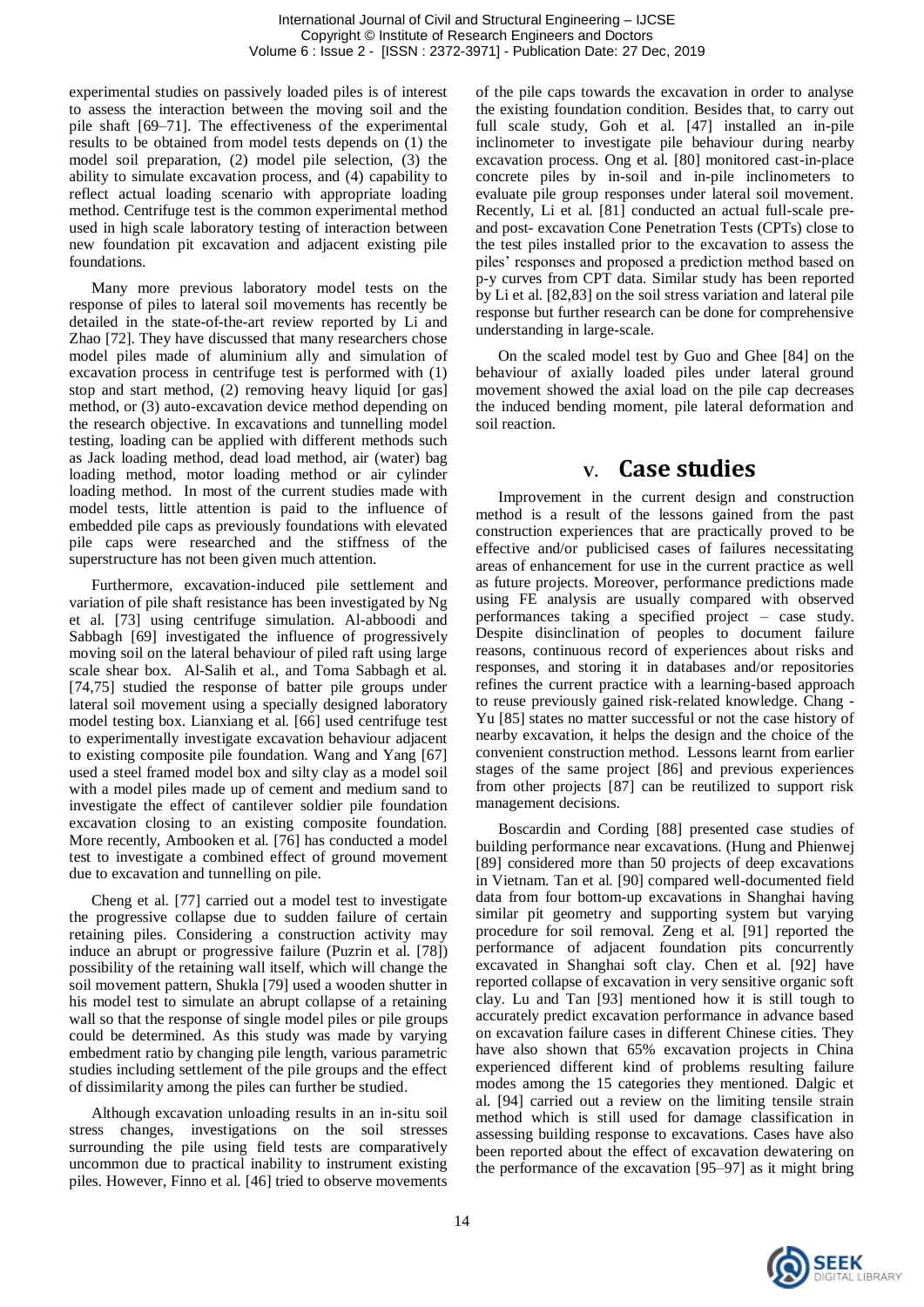experimental studies on passively loaded piles is of interest to assess the interaction between the moving soil and the pile shaft [69–71]. The effectiveness of the experimental results to be obtained from model tests depends on (1) the model soil preparation, (2) model pile selection, (3) the ability to simulate excavation process, and (4) capability to reflect actual loading scenario with appropriate loading method. Centrifuge test is the common experimental method used in high scale laboratory testing of interaction between new foundation pit excavation and adjacent existing pile foundations.

Many more previous laboratory model tests on the response of piles to lateral soil movements has recently be detailed in the state-of-the-art review reported by Li and Zhao [72]. They have discussed that many researchers chose model piles made of aluminium ally and simulation of excavation process in centrifuge test is performed with (1) stop and start method, (2) removing heavy liquid [or gas] method, or (3) auto-excavation device method depending on the research objective. In excavations and tunnelling model testing, loading can be applied with different methods such as Jack loading method, dead load method, air (water) bag loading method, motor loading method or air cylinder loading method. In most of the current studies made with model tests, little attention is paid to the influence of embedded pile caps as previously foundations with elevated pile caps were researched and the stiffness of the superstructure has not been given much attention.

Furthermore, excavation-induced pile settlement and variation of pile shaft resistance has been investigated by Ng et al. [73] using centrifuge simulation. Al-abboodi and Sabbagh [69] investigated the influence of progressively moving soil on the lateral behaviour of piled raft using large scale shear box. Al-Salih et al., and Toma Sabbagh et al. [74,75] studied the response of batter pile groups under lateral soil movement using a specially designed laboratory model testing box. Lianxiang et al. [66] used centrifuge test to experimentally investigate excavation behaviour adjacent to existing composite pile foundation. Wang and Yang [67] used a steel framed model box and silty clay as a model soil with a model piles made up of cement and medium sand to investigate the effect of cantilever soldier pile foundation excavation closing to an existing composite foundation. More recently, Ambooken et al. [76] has conducted a model test to investigate a combined effect of ground movement due to excavation and tunnelling on pile.

Cheng et al. [77] carried out a model test to investigate the progressive collapse due to sudden failure of certain retaining piles. Considering a construction activity may induce an abrupt or progressive failure (Puzrin et al. [78]) possibility of the retaining wall itself, which will change the soil movement pattern, Shukla [79] used a wooden shutter in his model test to simulate an abrupt collapse of a retaining wall so that the response of single model piles or pile groups could be determined. As this study was made by varying embedment ratio by changing pile length, various parametric studies including settlement of the pile groups and the effect of dissimilarity among the piles can further be studied.

Although excavation unloading results in an in-situ soil stress changes, investigations on the soil stresses surrounding the pile using field tests are comparatively uncommon due to practical inability to instrument existing piles. However, Finno et al. [46] tried to observe movements of the pile caps towards the excavation in order to analyse the existing foundation condition. Besides that, to carry out full scale study, Goh et al. [47] installed an in-pile inclinometer to investigate pile behaviour during nearby excavation process. Ong et al. [80] monitored cast-in-place concrete piles by in-soil and in-pile inclinometers to evaluate pile group responses under lateral soil movement. Recently, Li et al. [81] conducted an actual full-scale pre- and post- excavation Cone Penetration Tests (CPTs) close to the test piles installed prior to the excavation to assess the piles' responses and proposed a prediction method based on p-y curves from CPT data. Similar study has been reported by Li et al. [82,83] on the soil stress variation and lateral pile response but further research can be done for comprehensive understanding in large-scale.

On the scaled model test by Guo and Ghee [84] on the behaviour of axially loaded piles under lateral ground movement showed the axial load on the pile cap decreases the induced bending moment, pile lateral deformation and soil reaction.

## V. Case studies

Improvement in the current design and construction method is a result of the lessons gained from the past construction experiences that are practically proved to be effective and/or publicised cases of failures necessitating areas of enhancement for use in the current practice as well as future projects. Moreover, performance predictions made using FE analysis are usually compared with observed performances taking a specified project – case study. Despite disinclination of peoples to document failure reasons, continuous record of experiences about risks and responses, and storing it in databases and/or repositories refines the current practice with a learning-based approach to reuse previously gained risk-related knowledge. Chang - Yu [85] states no matter successful or not the case history of nearby excavation, it helps the design and the choice of the convenient construction method. Lessons learnt from earlier stages of the same project [86] and previous experiences from other projects [87] can be reutilized to support risk management decisions.

Boscardin and Cording [88] presented case studies of building performance near excavations. (Hung and Phienwej [89] considered more than 50 projects of deep excavations in Vietnam. Tan et al. [90] compared well-documented field data from four bottom-up excavations in Shanghai having similar pit geometry and supporting system but varying procedure for soil removal. Zeng et al. [91] reported the performance of adjacent foundation pits concurrently excavated in Shanghai soft clay. Chen et al. [92] have reported collapse of excavation in very sensitive organic soft clay. Lu and Tan [93] mentioned how it is still tough to accurately predict excavation performance in advance based on excavation failure cases in different Chinese cities. They have also shown that 65% excavation projects in China experienced different kind of problems resulting failure modes among the 15 categories they mentioned. Dalgic et al. [94] carried out a review on the limiting tensile strain method which is still used for damage classification in assessing building response to excavations. Cases have also been reported about the effect of excavation dewatering on the performance of the excavation [95–97] as it might bring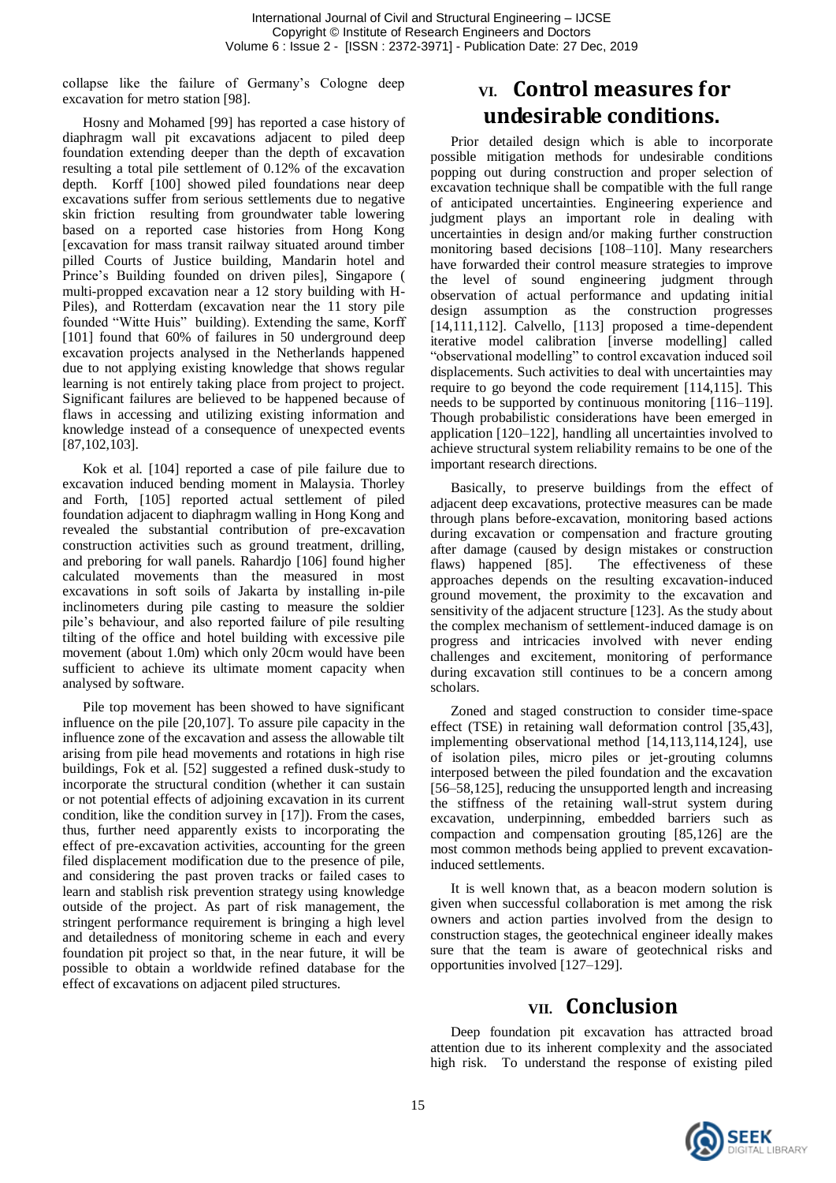collapse like the failure of Germany's Cologne deep excavation for metro station [98].

Hosny and Mohamed [99] has reported a case history of diaphragm wall pit excavations adjacent to piled deep foundation extending deeper than the depth of excavation resulting a total pile settlement of 0.12% of the excavation depth. Korff [100] showed piled foundations near deep excavations suffer from serious settlements due to negative skin friction resulting from groundwater table lowering based on a reported case histories from Hong Kong [excavation for mass transit railway situated around timber pilled Courts of Justice building, Mandarin hotel and Prince's Building founded on driven piles], Singapore ( multi-propped excavation near a 12 story building with H-Piles), and Rotterdam (excavation near the 11 story pile founded "Witte Huis" building). Extending the same, Korff [101] found that 60% of failures in 50 underground deep excavation projects analysed in the Netherlands happened due to not applying existing knowledge that shows regular learning is not entirely taking place from project to project. Significant failures are believed to be happened because of flaws in accessing and utilizing existing information and knowledge instead of a consequence of unexpected events [87,102,103].

Kok et al. [104] reported a case of pile failure due to excavation induced bending moment in Malaysia. Thorley and Forth, [105] reported actual settlement of piled foundation adjacent to diaphragm walling in Hong Kong and revealed the substantial contribution of pre-excavation construction activities such as ground treatment, drilling, and preboring for wall panels. Rahardjo [106] found higher calculated movements than the measured in most excavations in soft soils of Jakarta by installing in-pile inclinometers during pile casting to measure the soldier pile's behaviour, and also reported failure of pile resulting tilting of the office and hotel building with excessive pile movement (about 1.0m) which only 20cm would have been sufficient to achieve its ultimate moment capacity when analysed by software.

Pile top movement has been showed to have significant influence on the pile [20,107]. To assure pile capacity in the influence zone of the excavation and assess the allowable tilt arising from pile head movements and rotations in high rise buildings, Fok et al. [52] suggested a refined dusk-study to incorporate the structural condition (whether it can sustain or not potential effects of adjoining excavation in its current condition, like the condition survey in [17]). From the cases, thus, further need apparently exists to incorporating the effect of pre-excavation activities, accounting for the green filed displacement modification due to the presence of pile, and considering the past proven tracks or failed cases to learn and stablish risk prevention strategy using knowledge outside of the project. As part of risk management, the stringent performance requirement is bringing a high level and detailedness of monitoring scheme in each and every foundation pit project so that, in the near future, it will be possible to obtain a worldwide refined database for the effect of excavations on adjacent piled structures.

# VI. Control measures for undesirable conditions.

Prior detailed design which is able to incorporate possible mitigation methods for undesirable conditions popping out during construction and proper selection of excavation technique shall be compatible with the full range of anticipated uncertainties. Engineering experience and judgment plays an important role in dealing with uncertainties in design and/or making further construction monitoring based decisions [108–110]. Many researchers have forwarded their control measure strategies to improve the level of sound engineering judgment through observation of actual performance and updating initial design assumption as the construction progresses [14,111,112]. Calvello, [113] proposed a time-dependent iterative model calibration [inverse modelling] called "observational modelling" to control excavation induced soil displacements. Such activities to deal with uncertainties may require to go beyond the code requirement [114,115]. This needs to be supported by continuous monitoring [116–119]. Though probabilistic considerations have been emerged in application [120–122], handling all uncertainties involved to achieve structural system reliability remains to be one of the important research directions.

Basically, to preserve buildings from the effect of adjacent deep excavations, protective measures can be made through plans before-excavation, monitoring based actions during excavation or compensation and fracture grouting after damage (caused by design mistakes or construction flaws) happened [85]. The effectiveness of these approaches depends on the resulting excavation-induced ground movement, the proximity to the excavation and sensitivity of the adjacent structure [123]. As the study about the complex mechanism of settlement-induced damage is on progress and intricacies involved with never ending challenges and excitement, monitoring of performance during excavation still continues to be a concern among scholars.

Zoned and staged construction to consider time-space effect (TSE) in retaining wall deformation control [35,43], implementing observational method [14,113,114,124], use of isolation piles, micro piles or jet-grouting columns interposed between the piled foundation and the excavation [56–58,125], reducing the unsupported length and increasing the stiffness of the retaining wall-strut system during excavation, underpinning, embedded barriers such as compaction and compensation grouting [85,126] are the most common methods being applied to prevent excavation-induced settlements.

It is well known that, as a beacon modern solution is given when successful collaboration is met among the risk owners and action parties involved from the design to construction stages, the geotechnical engineer ideally makes sure that the team is aware of geotechnical risks and opportunities involved [127–129].

# VII. Conclusion

Deep foundation pit excavation has attracted broad attention due to its inherent complexity and the associated high risk. To understand the response of existing piled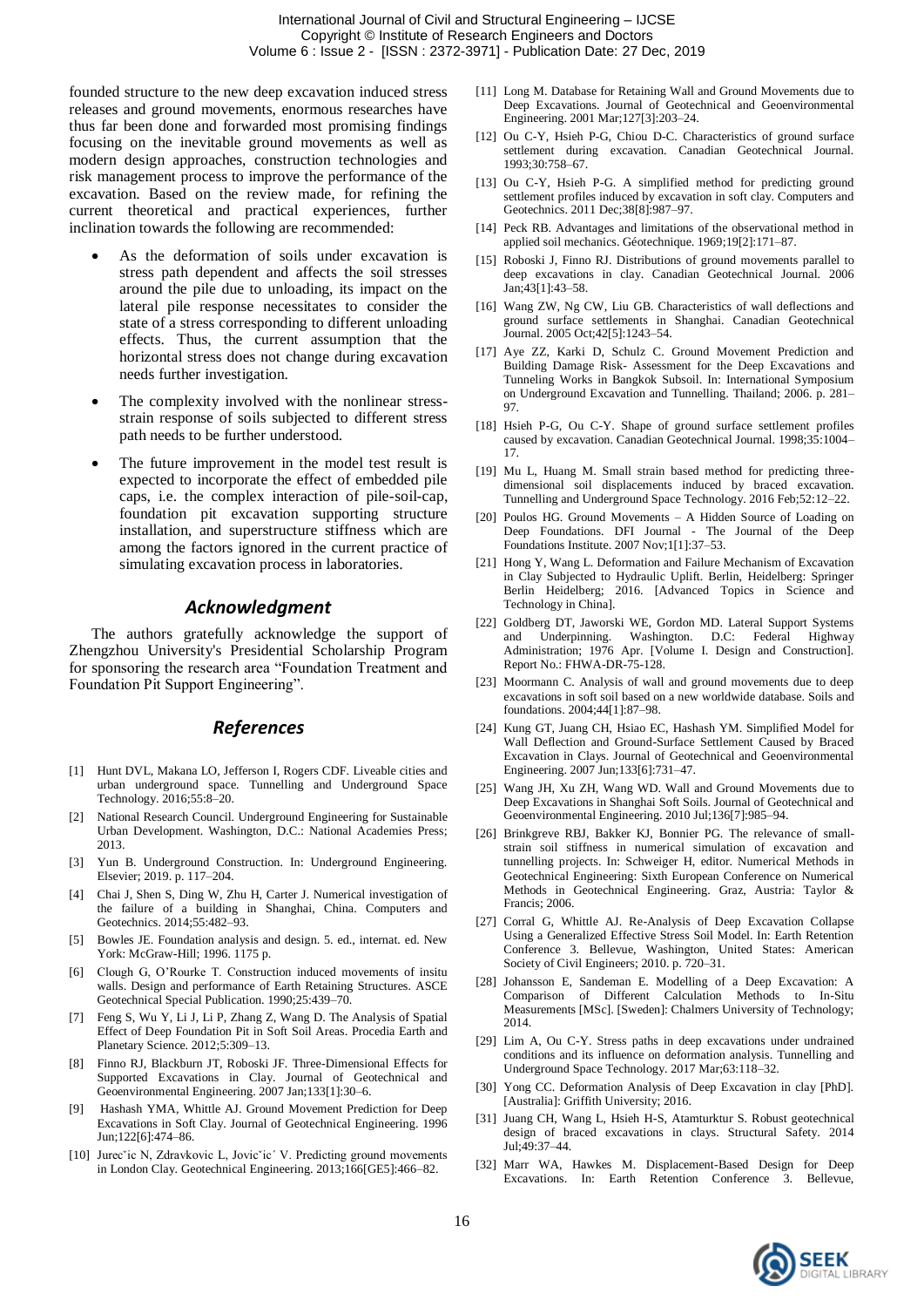founded structure to the new deep excavation induced stress releases and ground movements, enormous researches have thus far been done and forwarded most promising findings focusing on the inevitable ground movements as well as modern design approaches, construction technologies and risk management process to improve the performance of the excavation. Based on the review made, for refining the current theoretical and practical experiences, further inclination towards the following are recommended:

- As the deformation of soils under excavation is stress path dependent and affects the soil stresses around the pile due to unloading, its impact on the lateral pile response necessitates to consider the state of a stress corresponding to different unloading effects. Thus, the current assumption that the horizontal stress does not change during excavation needs further investigation.
- The complexity involved with the nonlinear stress-strain response of soils subjected to different stress path needs to be further understood.
- The future improvement in the model test result is expected to incorporate the effect of embedded pile caps, i.e. the complex interaction of pile-soil-cap, foundation pit excavation supporting structure installation, and superstructure stiffness which are among the factors ignored in the current practice of simulating excavation process in laboratories.

## *Acknowledgment*

The authors gratefully acknowledge the support of Zhengzhou University's Presidential Scholarship Program for sponsoring the research area "Foundation Treatment and Foundation Pit Support Engineering".

## *References*

[1] Hunt DVL, Makana LO, Jefferson I, Rogers CDF. Liveable cities and urban underground space. Tunnelling and Underground Space Technology. 2016;55:8–20.

[2] National Research Council. Underground Engineering for Sustainable Urban Development. Washington, D.C.: National Academies Press; 2013.

[3] Yun B. Underground Construction. In: Underground Engineering. Elsevier; 2019. p. 117–204.

[4] Chai J, Shen S, Ding W, Zhu H, Carter J. Numerical investigation of the failure of a building in Shanghai, China. Computers and Geotechnics. 2014;55:482–93.

[5] Bowles JE. Foundation analysis and design. 5. ed., internat. ed. New York: McGraw-Hill; 1996. 1175 p.

[6] Clough G, O'Rourke T. Construction induced movements of insitu walls. Design and performance of Earth Retaining Structures. ASCE Geotechnical Special Publication. 1990;25:439–70.

[7] Feng S, Wu Y, Li J, Li P, Zhang Z, Wang D. The Analysis of Spatial Effect of Deep Foundation Pit in Soft Soil Areas. Procedia Earth and Planetary Science. 2012;5:309–13.

[8] Finno RJ, Blackburn JT, Roboski JF. Three-Dimensional Effects for Supported Excavations in Clay. Journal of Geotechnical and Geoenvironmental Engineering. 2007 Jan;133[1]:30–6.

[9] Hashash YMA, Whittle AJ. Ground Movement Prediction for Deep Excavations in Soft Clay. Journal of Geotechnical Engineering. 1996 Jun;122[6]:474–86.

[10] Jurečič N, Zdravkovic L, Jovičić V. Predicting ground movements in London Clay. Geotechnical Engineering. 2013;166[GE5]:466–82.

[11] Long M. Database for Retaining Wall and Ground Movements due to Deep Excavations. Journal of Geotechnical and Geoenvironmental Engineering. 2001 Mar;127[3]:203–24.

[12] Ou C-Y, Hsieh P-G, Chiou D-C. Characteristics of ground surface settlement during excavation. Canadian Geotechnical Journal. 1993;30:758–67.

[13] Ou C-Y, Hsieh P-G. A simplified method for predicting ground settlement profiles induced by excavation in soft clay. Computers and Geotechnics. 2011 Dec;38[8]:987–97.

[14] Peck RB. Advantages and limitations of the observational method in applied soil mechanics. Géotechnique. 1969;19[2]:171–87.

[15] Roboski J, Finno RJ. Distributions of ground movements parallel to deep excavations in clay. Canadian Geotechnical Journal. 2006 Jan;43[1]:43–58.

[16] Wang ZW, Ng CW, Liu GB. Characteristics of wall deflections and ground surface settlements in Shanghai. Canadian Geotechnical Journal. 2005 Oct;42[5]:1243–54.

[17] Aye ZZ, Karki D, Schulz C. Ground Movement Prediction and Building Damage Risk- Assessment for the Deep Excavations and Tunneling Works in Bangkok Subsoil. In: International Symposium on Underground Excavation and Tunnelling. Thailand; 2006. p. 281–97.

[18] Hsieh P-G, Ou C-Y. Shape of ground surface settlement profiles caused by excavation. Canadian Geotechnical Journal. 1998;35:1004–17.

[19] Mu L, Huang M. Small strain based method for predicting three-dimensional soil displacements induced by braced excavation. Tunnelling and Underground Space Technology. 2016 Feb;52:12–22.

[20] Poulos HG. Ground Movements – A Hidden Source of Loading on Deep Foundations. DFI Journal - The Journal of the Deep Foundations Institute. 2007 Nov;1[1]:37–53.

[21] Hong Y, Wang L. Deformation and Failure Mechanism of Excavation in Clay Subjected to Hydraulic Uplift. Berlin, Heidelberg: Springer Berlin Heidelberg; 2016. [Advanced Topics in Science and Technology in China].

[22] Goldberg DT, Jaworski WE, Gordon MD. Lateral Support Systems and Underpinning. Washington. D.C: Federal Highway Administration; 1976 Apr. [Volume I. Design and Construction]. Report No.: FHWA-DR-75-128.

[23] Moormann C. Analysis of wall and ground movements due to deep excavations in soft soil based on a new worldwide database. Soils and foundations. 2004;44[1]:87–98.

[24] Kung GT, Juang CH, Hsiao EC, Hashash YM. Simplified Model for Wall Deflection and Ground-Surface Settlement Caused by Braced Excavation in Clays. Journal of Geotechnical and Geoenvironmental Engineering. 2007 Jun;133[6]:731–47.

[25] Wang JH, Xu ZH, Wang WD. Wall and Ground Movements due to Deep Excavations in Shanghai Soft Soils. Journal of Geotechnical and Geoenvironmental Engineering. 2010 Jul;136[7]:985–94.

[26] Brinkgreve RBJ, Bakker KJ, Bonnier PG. The relevance of small-strain soil stiffness in numerical simulation of excavation and tunnelling projects. In: Schweiger H, editor. Numerical Methods in Geotechnical Engineering: Sixth European Conference on Numerical Methods in Geotechnical Engineering. Graz, Austria: Taylor & Francis; 2006.

[27] Corral G, Whittle AJ. Re-Analysis of Deep Excavation Collapse Using a Generalized Effective Stress Soil Model. In: Earth Retention Conference 3. Bellevue, Washington, United States: American Society of Civil Engineers; 2010. p. 720–31.

[28] Johansson E, Sandeman E. Modelling of a Deep Excavation: A Comparison of Different Calculation Methods to In-Situ Measurements [MSc]. [Sweden]: Chalmers University of Technology; 2014.

[29] Lim A, Ou C-Y. Stress paths in deep excavations under undrained conditions and its influence on deformation analysis. Tunnelling and Underground Space Technology. 2017 Mar;63:118–32.

[30] Yong CC. Deformation Analysis of Deep Excavation in clay [PhD]. [Australia]: Griffith University; 2016.

[31] Juang CH, Wang L, Hsieh H-S, Atamturktur S. Robust geotechnical design of braced excavations in clays. Structural Safety. 2014 Jul;49:37–44.

[32] Marr WA, Hawkes M. Displacement-Based Design for Deep Excavations. In: Earth Retention Conference 3. Bellevue,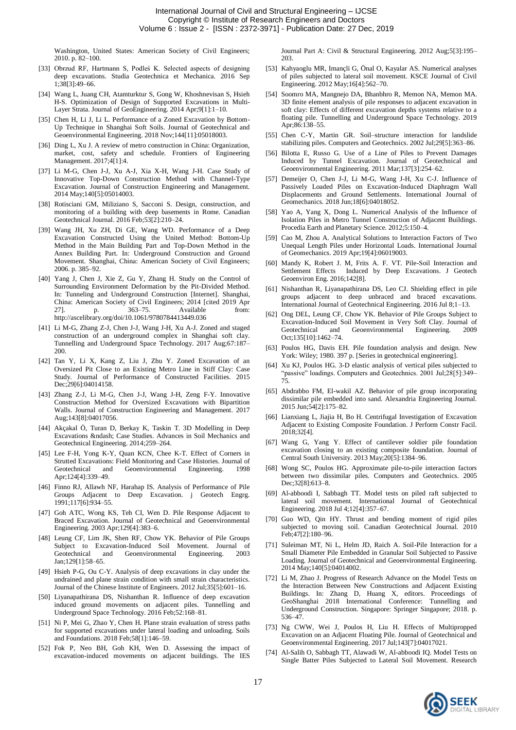Washington, United States: American Society of Civil Engineers; 2010. p. 82–100.

[33] Obrzud RF, Hartmann S, Podleś K. Selected aspects of designing deep excavations. Studia Geotechnica et Mechanica. 2016 Sep 1;38[3]:49–66.

[34] Wang L, Juang CH, Atamturktur S, Gong W, Khoshnevisan S, Hsieh H-S. Optimization of Design of Supported Excavations in Multi-Layer Strata. Journal of GeoEngineering. 2014 Apr;9[1]:1–10.

[35] Chen H, Li J, Li L. Performance of a Zoned Excavation by Bottom-Up Technique in Shanghai Soft Soils. Journal of Geotechnical and Geoenvironmental Engineering. 2018 Nov;144[11]:05018003.

[36] Ding L, Xu J. A review of metro construction in China: Organization, market, cost, safety and schedule. Frontiers of Engineering Management. 2017;4[1]:4.

[37] Li M-G, Chen J-J, Xu A-J, Xia X-H, Wang J-H. Case Study of Innovative Top-Down Construction Method with Channel-Type Excavation. Journal of Construction Engineering and Management. 2014 May;140[5]:05014003.

[38] Rotisciani GM, Miliziano S, Sacconi S. Design, construction, and monitoring of a building with deep basements in Rome. Canadian Geotechnical Journal. 2016 Feb;53[2]:210–24.

[39] Wang JH, Xu ZH, Di GE, Wang WD. Performance of a Deep Excavation Constructed Using the United Method: Bottom-Up Method in the Main Building Part and Top-Down Method in the Annex Building Part. In: Underground Construction and Ground Movement. Shanghai, China: American Society of Civil Engineers; 2006. p. 385–92.

[40] Yang J, Chen J, Xie Z, Gu Y, Zhang H. Study on the Control of Surrounding Environment Deformation by the Pit-Divided Method. In: Tunneling and Underground Construction [Internet]. Shanghai, China: American Society of Civil Engineers; 2014 [cited 2019 Apr 27]. p. 363–75. Available from: http://ascelibrary.org/doi/10.1061/9780784413449.036

[41] Li M-G, Zhang Z-J, Chen J-J, Wang J-H, Xu A-J. Zoned and staged construction of an underground complex in Shanghai soft clay. Tunnelling and Underground Space Technology. 2017 Aug;67:187–200.

[42] Tan Y, Li X, Kang Z, Liu J, Zhu Y. Zoned Excavation of an Oversized Pit Close to an Existing Metro Line in Stiff Clay: Case Study. Journal of Performance of Constructed Facilities. 2015 Dec;29[6]:04014158.

[43] Zhang Z-J, Li M-G, Chen J-J, Wang J-H, Zeng F-Y. Innovative Construction Method for Oversized Excavations with Bipartition Walls. Journal of Construction Engineering and Management. 2017 Aug;143[8]:04017056.

[44] Akçakal Ö, Turan D, Berkay K, Taskin T. 3D Modelling in Deep Excavations &ndash; Case Studies. Advances in Soil Mechanics and Geotechnical Engineering. 2014;259–264.

[45] Lee F-H, Yong K-Y, Quan KCN, Chee K-T. Effect of Corners in Strutted Excavations: Field Monitoring and Case Histories. Journal of Geotechnical and Geoenvironmental Engineering. 1998 Apr;124[4]:339–49.

[46] Finno RJ, Allawh NF, Harahap IS. Analysis of Performance of Pile Groups Adjacent to Deep Excavation. j Geotech Engrg. 1991;117[6]:934–55.

[47] Goh ATC, Wong KS, Teh CI, Wen D. Pile Response Adjacent to Braced Excavation. Journal of Geotechnical and Geoenvironmental Engineering. 2003 Apr;129[4]:383–6.

[48] Leung CF, Lim JK, Shen RF, Chow YK. Behavior of Pile Groups Subject to Excavation-Induced Soil Movement. Journal of Geotechnical and Geoenvironmental Engineering. 2003 Jan;129[1]:58–65.

[49] Hsieh P-G, Ou C-Y. Analysis of deep excavations in clay under the undrained and plane strain condition with small strain characteristics. Journal of the Chinese Institute of Engineers. 2012 Jul;35[5]:601–16.

[50] Liyanapathirana DS, Nishanthan R. Influence of deep excavation induced ground movements on adjacent piles. Tunnelling and Underground Space Technology. 2016 Feb;52:168–81.

[51] Ni P, Mei G, Zhao Y, Chen H. Plane strain evaluation of stress paths for supported excavations under lateral loading and unloading. Soils and Foundations. 2018 Feb;58[1]:146–59.

[52] Fok P, Neo BH, Goh KH, Wen D. Assessing the impact of excavation-induced movements on adjacent buildings. The IES Journal Part A: Civil & Structural Engineering. 2012 Aug;5[3]:195–203.

[53] Kahyaoglu MR, Imançli G, Önal O, Kayalar AS. Numerical analyses of piles subjected to lateral soil movement. KSCE Journal of Civil Engineering. 2012 May;16[4]:562–70.

[54] Soomro MA, Mangnejo DA, Bhanbhro R, Memon NA, Memon MA. 3D finite element analysis of pile responses to adjacent excavation in soft clay: Effects of different excavation depths systems relative to a floating pile. Tunnelling and Underground Space Technology. 2019 Apr;86:138–55.

[55] Chen C-Y, Martin GR. Soil–structure interaction for landslide stabilizing piles. Computers and Geotechnics. 2002 Jul;29[5]:363–86.

[56] Bilotta E, Russo G. Use of a Line of Piles to Prevent Damages Induced by Tunnel Excavation. Journal of Geotechnical and Geoenvironmental Engineering. 2011 Mar;137[3]:254–62.

[57] Demeijer O, Chen J-J, Li M-G, Wang J-H, Xu C-J. Influence of Passively Loaded Piles on Excavation-Induced Diaphragm Wall Displacements and Ground Settlements. International Journal of Geomechanics. 2018 Jun;18[6]:04018052.

[58] Yao A, Yang X, Dong L. Numerical Analysis of the Influence of Isolation Piles in Metro Tunnel Construction of Adjacent Buildings. Procedia Earth and Planetary Science. 2012;5:150–4.

[59] Cao M, Zhou A. Analytical Solutions to Interaction Factors of Two Unequal Length Piles under Horizontal Loads. International Journal of Geomechanics. 2019 Apr;19[4]:06019003.

[60] Mandy K, Robert J. M, Frits A. F. VT. Pile-Soil Interaction and Settlement Effects Induced by Deep Excavations. J Geotech Geoenviron Eng. 2016;142[8].

[61] Nishanthan R, Liyanapathirana DS, Leo CJ. Shielding effect in pile groups adjacent to deep unbraced and braced excavations. International Journal of Geotechnical Engineering. 2016 Jul 8;1–13.

[62] Ong DEL, Leung CF, Chow YK. Behavior of Pile Groups Subject to Excavation-Induced Soil Movement in Very Soft Clay. Journal of Geotechnical and Geoenvironmental Engineering. 2009 Oct;135[10]:1462–74.

[63] Poulos HG, Davis EH. Pile foundation analysis and design. New York: Wiley; 1980. 397 p. [Series in geotechnical engineering].

[64] Xu KJ, Poulos HG. 3-D elastic analysis of vertical piles subjected to "passive" loadings. Computers and Geotechnics. 2001 Jul;28[5]:349–75.

[65] Abdrabbo FM, El-wakil AZ. Behavior of pile group incorporating dissimilar pile embedded into sand. Alexandria Engineering Journal. 2015 Jun;54[2]:175–82.

[66] Lianxiang L, Jiajia H, Bo H. Centrifugal Investigation of Excavation Adjacent to Existing Composite Foundation. J Perform Constr Facil. 2018;32[4].

[67] Wang G, Yang Y. Effect of cantilever soldier pile foundation excavation closing to an existing composite foundation. Journal of Central South University. 2013 May;20[5]:1384–96.

[68] Wong SC, Poulos HG. Approximate pile-to-pile interaction factors between two dissimilar piles. Computers and Geotechnics. 2005 Dec;32[8]:613–8.

[69] Al-abboodi I, Sabbagh TT. Model tests on piled raft subjected to lateral soil movement. International Journal of Geotechnical Engineering. 2018 Jul 4;12[4]:357–67.

[70] Guo WD, Qin HY. Thrust and bending moment of rigid piles subjected to moving soil. Canadian Geotechnical Journal. 2010 Feb;47[2]:180–96.

[71] Suleiman MT, Ni L, Helm JD, Raich A. Soil-Pile Interaction for a Small Diameter Pile Embedded in Granular Soil Subjected to Passive Loading. Journal of Geotechnical and Geoenvironmental Engineering. 2014 May;140[5]:04014002.

[72] Li M, Zhao J. Progress of Research Advance on the Model Tests on the Interaction Between New Constructions and Adjacent Existing Buildings. In: Zhang D, Huang X, editors. Proceedings of GeoShanghai 2018 International Conference: Tunnelling and Underground Construction. Singapore: Springer Singapore; 2018. p. 536–47.

[73] Ng CWW, Wei J, Poulos H, Liu H. Effects of Multipropped Excavation on an Adjacent Floating Pile. Journal of Geotechnical and Geoenvironmental Engineering. 2017 Jul;143[7]:04017021.

[74] Al-Salih O, Sabbagh TT, Alawadi W, Al-abboodi IQ. Model Tests on Single Batter Piles Subjected to Lateral Soil Movement. Research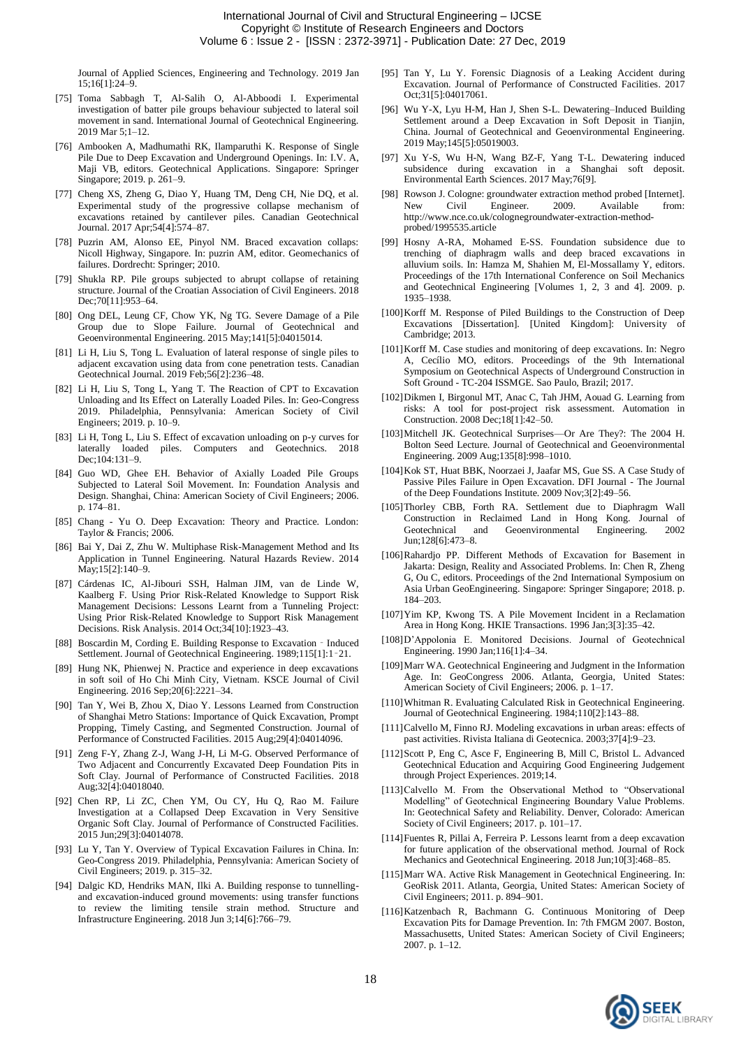Journal of Applied Sciences, Engineering and Technology. 2019 Jan 15;16[1]:24–9.

[75] Toma Sabbagh T, Al-Salih O, Al-Abboodi I. Experimental investigation of batter pile groups behaviour subjected to lateral soil movement in sand. International Journal of Geotechnical Engineering. 2019 Mar 5;1–12.

[76] Ambooken A, Madhumathi RK, Ilamparuthi K. Response of Single Pile Due to Deep Excavation and Underground Openings. In: I.V. A, Maji VB, editors. Geotechnical Applications. Singapore: Springer Singapore; 2019. p. 261–9.

[77] Cheng XS, Zheng G, Diao Y, Huang TM, Deng CH, Nie DQ, et al. Experimental study of the progressive collapse mechanism of excavations retained by cantilever piles. Canadian Geotechnical Journal. 2017 Apr;54[4]:574–87.

[78] Puzrin AM, Alonso EE, Pinyol NM. Braced excavation collaps: Nicoll Highway, Singapore. In: puzrin AM, editor. Geomechanics of failures. Dordrecht: Springer; 2010.

[79] Shukla RP. Pile groups subjected to abrupt collapse of retaining structure. Journal of the Croatian Association of Civil Engineers. 2018 Dec;70[11]:953–64.

[80] Ong DEL, Leung CF, Chow YK, Ng TG. Severe Damage of a Pile Group due to Slope Failure. Journal of Geotechnical and Geoenvironmental Engineering. 2015 May;141[5]:04015014.

[81] Li H, Liu S, Tong L. Evaluation of lateral response of single piles to adjacent excavation using data from cone penetration tests. Canadian Geotechnical Journal. 2019 Feb;56[2]:236–48.

[82] Li H, Liu S, Tong L, Yang T. The Reaction of CPT to Excavation Unloading and Its Effect on Laterally Loaded Piles. In: Geo-Congress 2019. Philadelphia, Pennsylvania: American Society of Civil Engineers; 2019. p. 10–9.

[83] Li H, Tong L, Liu S. Effect of excavation unloading on p-y curves for laterally loaded piles. Computers and Geotechnics. 2018 Dec;104:131–9.

[84] Guo WD, Ghee EH. Behavior of Axially Loaded Pile Groups Subjected to Lateral Soil Movement. In: Foundation Analysis and Design. Shanghai, China: American Society of Civil Engineers; 2006. p. 174–81.

[85] Chang - Yu O. Deep Excavation: Theory and Practice. London: Taylor & Francis; 2006.

[86] Bai Y, Dai Z, Zhu W. Multiphase Risk-Management Method and Its Application in Tunnel Engineering. Natural Hazards Review. 2014 May;15[2]:140–9.

[87] Cárdenas IC, Al-Jibouri SSH, Halman JIM, van de Linde W, Kaalberg F. Using Prior Risk-Related Knowledge to Support Risk Management Decisions: Lessons Learnt from a Tunneling Project: Using Prior Risk-Related Knowledge to Support Risk Management Decisions. Risk Analysis. 2014 Oct;34[10]:1923–43.

[88] Boscardin M, Cording E. Building Response to Excavation‐Induced Settlement. Journal of Geotechnical Engineering. 1989;115[1]:1‐21.

[89] Hung NK, Phienwej N. Practice and experience in deep excavations in soft soil of Ho Chi Minh City, Vietnam. KSCE Journal of Civil Engineering. 2016 Sep;20[6]:2221–34.

[90] Tan Y, Wei B, Zhou X, Diao Y. Lessons Learned from Construction of Shanghai Metro Stations: Importance of Quick Excavation, Prompt Propping, Timely Casting, and Segmented Construction. Journal of Performance of Constructed Facilities. 2015 Aug;29[4]:04014096.

[91] Zeng F-Y, Zhang Z-J, Wang J-H, Li M-G. Observed Performance of Two Adjacent and Concurrently Excavated Deep Foundation Pits in Soft Clay. Journal of Performance of Constructed Facilities. 2018 Aug;32[4]:04018040.

[92] Chen RP, Li ZC, Chen YM, Ou CY, Hu Q, Rao M. Failure Investigation at a Collapsed Deep Excavation in Very Sensitive Organic Soft Clay. Journal of Performance of Constructed Facilities. 2015 Jun;29[3]:04014078.

[93] Lu Y, Tan Y. Overview of Typical Excavation Failures in China. In: Geo-Congress 2019. Philadelphia, Pennsylvania: American Society of Civil Engineers; 2019. p. 315–32.

[94] Dalgic KD, Hendriks MAN, Ilki A. Building response to tunnelling- and excavation-induced ground movements: using transfer functions to review the limiting tensile strain method. Structure and Infrastructure Engineering. 2018 Jun 3;14[6]:766–79.

[95] Tan Y, Lu Y. Forensic Diagnosis of a Leaking Accident during Excavation. Journal of Performance of Constructed Facilities. 2017 Oct;31[5]:04017061.

[96] Wu Y-X, Lyu H-M, Han J, Shen S-L. Dewatering–Induced Building Settlement around a Deep Excavation in Soft Deposit in Tianjin, China. Journal of Geotechnical and Geoenvironmental Engineering. 2019 May;145[5]:05019003.

[97] Xu Y-S, Wu H-N, Wang BZ-F, Yang T-L. Dewatering induced subsidence during excavation in a Shanghai soft deposit. Environmental Earth Sciences. 2017 May;76[9].

[98] Rowson J. Cologne: groundwater extraction method probed [Internet]. New Civil Engineer. 2009. Available from: http://www.nce.co.uk/colognegroundwater-extraction-method-probed/1995535.article

[99] Hosny A-RA, Mohamed E-SS. Foundation subsidence due to trenching of diaphragm walls and deep braced excavations in alluvium soils. In: Hamza M, Shahien M, El-Mossallamy Y, editors. Proceedings of the 17th International Conference on Soil Mechanics and Geotechnical Engineering [Volumes 1, 2, 3 and 4]. 2009. p. 1935–1938.

[100] Korff M. Response of Piled Buildings to the Construction of Deep Excavations [Dissertation]. [United Kingdom]: University of Cambridge; 2013.

[101] Korff M. Case studies and monitoring of deep excavations. In: Negro A, Cecílio MO, editors. Proceedings of the 9th International Symposium on Geotechnical Aspects of Underground Construction in Soft Ground - TC-204 ISSMGE. Sao Paulo, Brazil; 2017.

[102] Dikmen I, Birgonul MT, Anac C, Tah JHM, Aouad G. Learning from risks: A tool for post-project risk assessment. Automation in Construction. 2008 Dec;18[1]:42–50.

[103] Mitchell JK. Geotechnical Surprises—Or Are They?: The 2004 H. Bolton Seed Lecture. Journal of Geotechnical and Geoenvironmental Engineering. 2009 Aug;135[8]:998–1010.

[104] Kok ST, Huat BBK, Noorzaei J, Jaafar MS, Gue SS. A Case Study of Passive Piles Failure in Open Excavation. DFI Journal - The Journal of the Deep Foundations Institute. 2009 Nov;3[2]:49–56.

[105] Thorley CBB, Forth RA. Settlement due to Diaphragm Wall Construction in Reclaimed Land in Hong Kong. Journal of Geotechnical and Geoenvironmental Engineering. 2002 Jun;128[6]:473–8.

[106] Rahardjo PP. Different Methods of Excavation for Basement in Jakarta: Design, Reality and Associated Problems. In: Chen R, Zheng G, Ou C, editors. Proceedings of the 2nd International Symposium on Asia Urban GeoEngineering. Singapore: Springer Singapore; 2018. p. 184–203.

[107] Yim KP, Kwong TS. A Pile Movement Incident in a Reclamation Area in Hong Kong. HKIE Transactions. 1996 Jan;3[3]:35–42.

[108] D'Appolonia E. Monitored Decisions. Journal of Geotechnical Engineering. 1990 Jan;116[1]:4–34.

[109] Marr WA. Geotechnical Engineering and Judgment in the Information Age. In: GeoCongress 2006. Atlanta, Georgia, United States: American Society of Civil Engineers; 2006. p. 1–17.

[110] Whitman R. Evaluating Calculated Risk in Geotechnical Engineering. Journal of Geotechnical Engineering. 1984;110[2]:143–88.

[111] Calvello M, Finno RJ. Modeling excavations in urban areas: effects of past activities. Rivista Italiana di Geotecnica. 2003;37[4]:9–23.

[112] Scott P, Eng C, Asce F, Engineering B, Mill C, Bristol L. Advanced Geotechnical Education and Acquiring Good Engineering Judgement through Project Experiences. 2019;14.

[113] Calvello M. From the Observational Method to "Observational Modelling" of Geotechnical Engineering Boundary Value Problems. In: Geotechnical Safety and Reliability. Denver, Colorado: American Society of Civil Engineers; 2017. p. 101–17.

[114] Fuentes R, Pillai A, Ferreira P. Lessons learnt from a deep excavation for future application of the observational method. Journal of Rock Mechanics and Geotechnical Engineering. 2018 Jun;10[3]:468–85.

[115] Marr WA. Active Risk Management in Geotechnical Engineering. In: GeoRisk 2011. Atlanta, Georgia, United States: American Society of Civil Engineers; 2011. p. 894–901.

[116] Katzenbach R, Bachmann G. Continuous Monitoring of Deep Excavation Pits for Damage Prevention. In: 7th FMGM 2007. Boston, Massachusetts, United States: American Society of Civil Engineers; 2007. p. 1–12.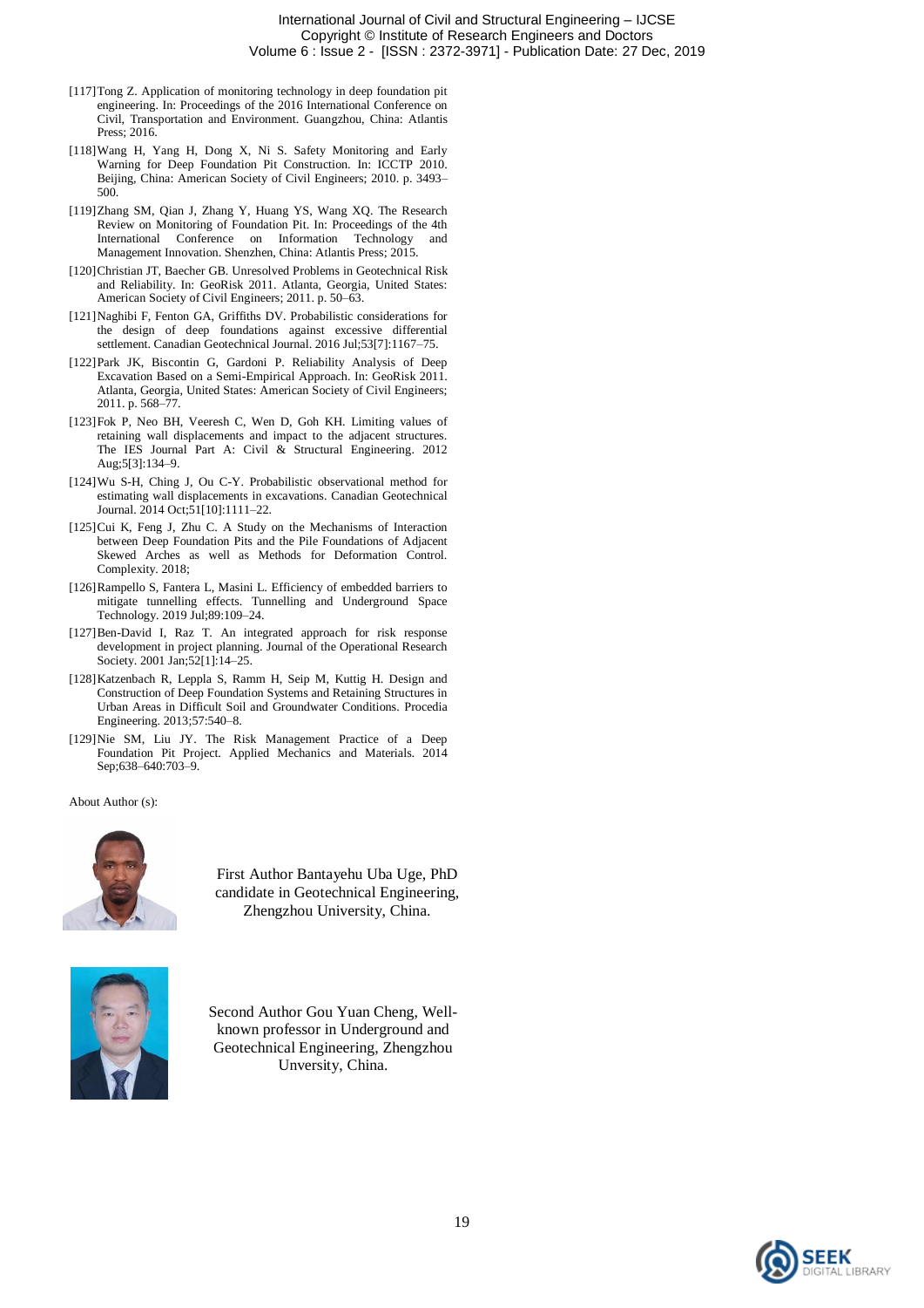[117] Tong Z. Application of monitoring technology in deep foundation pit engineering. In: Proceedings of the 2016 International Conference on Civil, Transportation and Environment. Guangzhou, China: Atlantis Press; 2016.

[118] Wang H, Yang H, Dong X, Ni S. Safety Monitoring and Early Warning for Deep Foundation Pit Construction. In: ICCTP 2010. Beijing, China: American Society of Civil Engineers; 2010. p. 3493–500.

[119] Zhang SM, Qian J, Zhang Y, Huang YS, Wang XQ. The Research Review on Monitoring of Foundation Pit. In: Proceedings of the 4th International Conference on Information Technology and Management Innovation. Shenzhen, China: Atlantis Press; 2015.

[120] Christian JT, Baecher GB. Unresolved Problems in Geotechnical Risk and Reliability. In: GeoRisk 2011. Atlanta, Georgia, United States: American Society of Civil Engineers; 2011. p. 50–63.

[121] Naghibi F, Fenton GA, Griffiths DV. Probabilistic considerations for the design of deep foundations against excessive differential settlement. Canadian Geotechnical Journal. 2016 Jul;53[7]:1167–75.

[122] Park JK, Biscontin G, Gardoni P. Reliability Analysis of Deep Excavation Based on a Semi-Empirical Approach. In: GeoRisk 2011. Atlanta, Georgia, United States: American Society of Civil Engineers; 2011. p. 568–77.

[123] Fok P, Neo BH, Veeresh C, Wen D, Goh KH. Limiting values of retaining wall displacements and impact to the adjacent structures. The IES Journal Part A: Civil & Structural Engineering. 2012 Aug;5[3]:134–9.

[124] Wu S-H, Ching J, Ou C-Y. Probabilistic observational method for estimating wall displacements in excavations. Canadian Geotechnical Journal. 2014 Oct;51[10]:1111–22.

[125] Cui K, Feng J, Zhu C. A Study on the Mechanisms of Interaction between Deep Foundation Pits and the Pile Foundations of Adjacent Skewed Arches as well as Methods for Deformation Control. Complexity. 2018;

[126] Rampello S, Fantera L, Masini L. Efficiency of embedded barriers to mitigate tunnelling effects. Tunnelling and Underground Space Technology. 2019 Jul;89:109–24.

[127] Ben-David I, Raz T. An integrated approach for risk response development in project planning. Journal of the Operational Research Society. 2001 Jan;52[1]:14–25.

[128] Katzenbach R, Leppla S, Ramm H, Seip M, Kuttig H. Design and Construction of Deep Foundation Systems and Retaining Structures in Urban Areas in Difficult Soil and Groundwater Conditions. Procedia Engineering. 2013;57:540–8.

[129] Nie SM, Liu JY. The Risk Management Practice of a Deep Foundation Pit Project. Applied Mechanics and Materials. 2014 Sep;638–640:703–9.

About Author (s):

First Author Bantayehu Uba Uge, PhD candidate in Geotechnical Engineering, Zhengzhou University, China.

Second Author Gou Yuan Cheng, Well-known professor in Underground and Geotechnical Engineering, Zhengzhou Unversity, China.